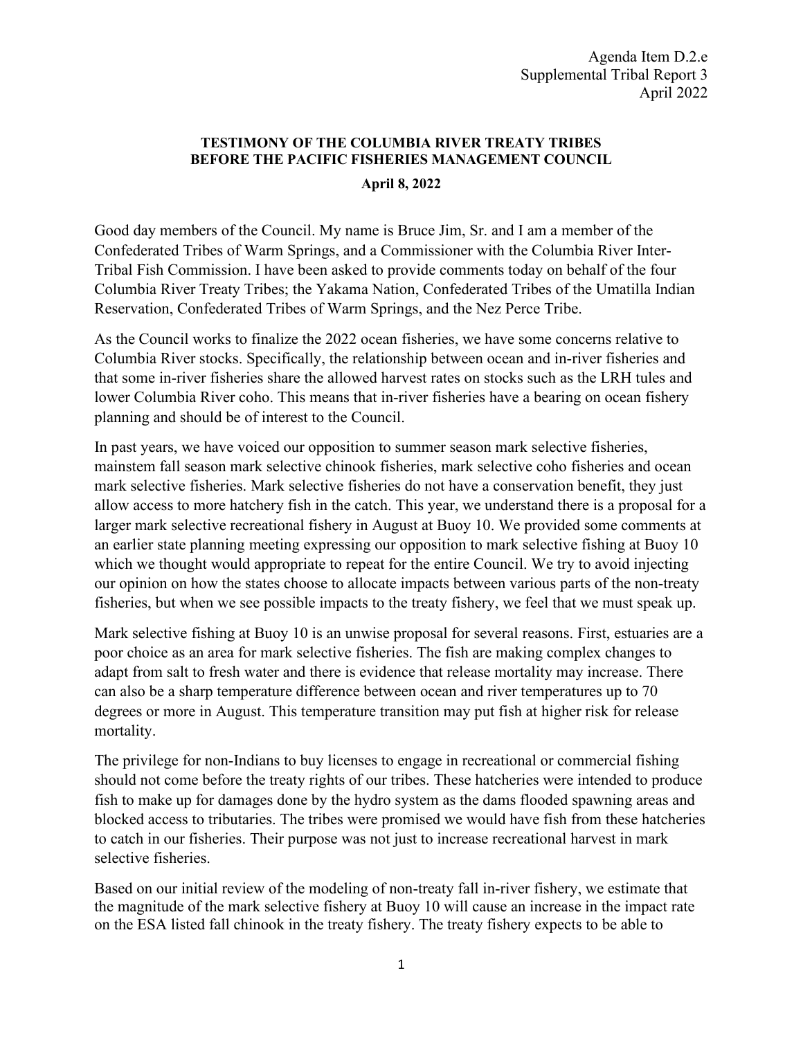Agenda Item D.2.e
Supplemental Tribal Report 3
April 2022

**TESTIMONY OF THE COLUMBIA RIVER TREATY TRIBES BEFORE THE PACIFIC FISHERIES MANAGEMENT COUNCIL**

**April 8, 2022**

Good day members of the Council. My name is Bruce Jim, Sr. and I am a member of the Confederated Tribes of Warm Springs, and a Commissioner with the Columbia River Inter-Tribal Fish Commission. I have been asked to provide comments today on behalf of the four Columbia River Treaty Tribes; the Yakama Nation, Confederated Tribes of the Umatilla Indian Reservation, Confederated Tribes of Warm Springs, and the Nez Perce Tribe.

As the Council works to finalize the 2022 ocean fisheries, we have some concerns relative to Columbia River stocks. Specifically, the relationship between ocean and in-river fisheries and that some in-river fisheries share the allowed harvest rates on stocks such as the LRH tules and lower Columbia River coho. This means that in-river fisheries have a bearing on ocean fishery planning and should be of interest to the Council.

In past years, we have voiced our opposition to summer season mark selective fisheries, mainstem fall season mark selective chinook fisheries, mark selective coho fisheries and ocean mark selective fisheries. Mark selective fisheries do not have a conservation benefit, they just allow access to more hatchery fish in the catch. This year, we understand there is a proposal for a larger mark selective recreational fishery in August at Buoy 10. We provided some comments at an earlier state planning meeting expressing our opposition to mark selective fishing at Buoy 10 which we thought would appropriate to repeat for the entire Council. We try to avoid injecting our opinion on how the states choose to allocate impacts between various parts of the non-treaty fisheries, but when we see possible impacts to the treaty fishery, we feel that we must speak up.

Mark selective fishing at Buoy 10 is an unwise proposal for several reasons. First, estuaries are a poor choice as an area for mark selective fisheries. The fish are making complex changes to adapt from salt to fresh water and there is evidence that release mortality may increase. There can also be a sharp temperature difference between ocean and river temperatures up to 70 degrees or more in August. This temperature transition may put fish at higher risk for release mortality.

The privilege for non-Indians to buy licenses to engage in recreational or commercial fishing should not come before the treaty rights of our tribes. These hatcheries were intended to produce fish to make up for damages done by the hydro system as the dams flooded spawning areas and blocked access to tributaries. The tribes were promised we would have fish from these hatcheries to catch in our fisheries. Their purpose was not just to increase recreational harvest in mark selective fisheries.

Based on our initial review of the modeling of non-treaty fall in-river fishery, we estimate that the magnitude of the mark selective fishery at Buoy 10 will cause an increase in the impact rate on the ESA listed fall chinook in the treaty fishery. The treaty fishery expects to be able to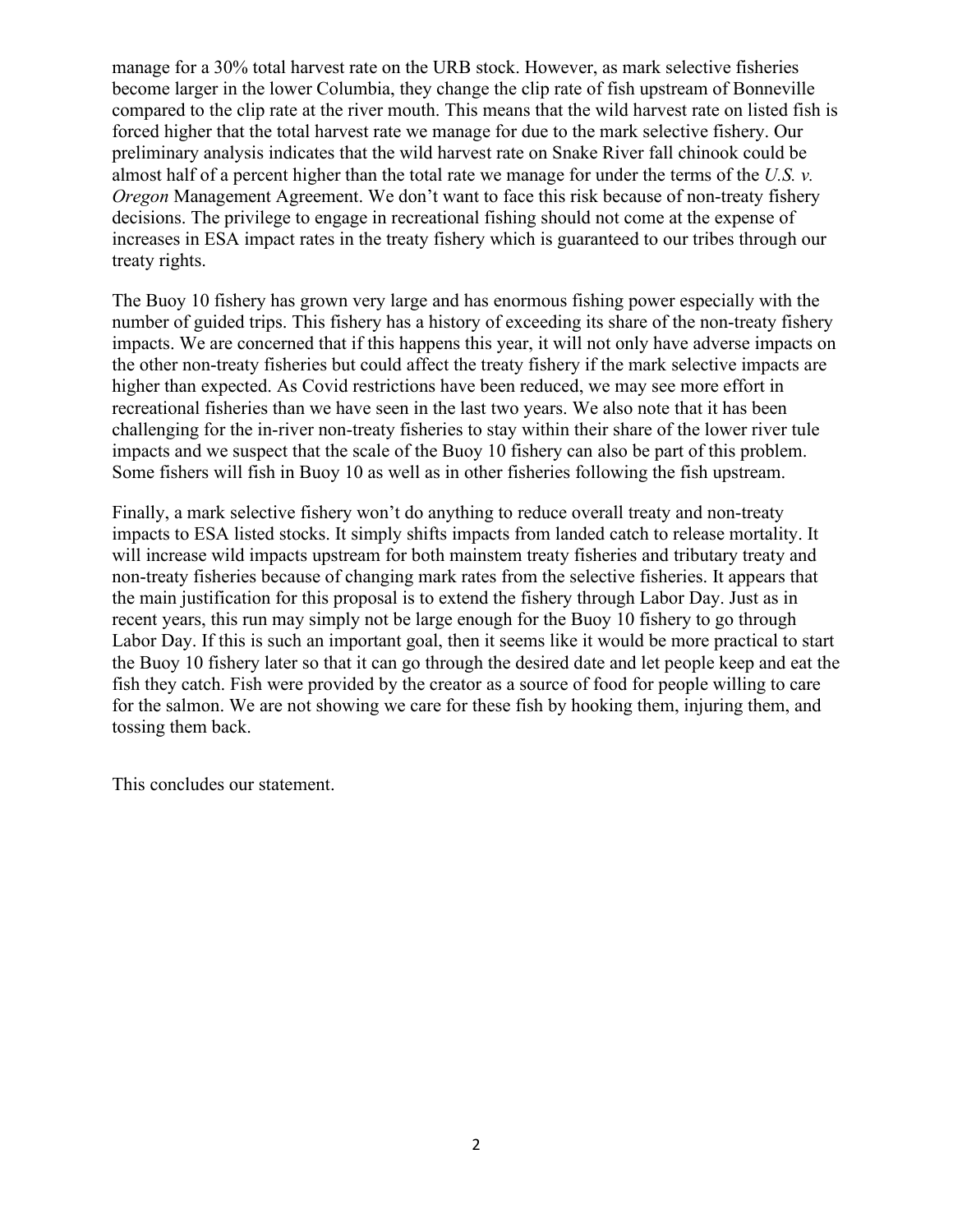manage for a 30% total harvest rate on the URB stock. However, as mark selective fisheries become larger in the lower Columbia, they change the clip rate of fish upstream of Bonneville compared to the clip rate at the river mouth. This means that the wild harvest rate on listed fish is forced higher that the total harvest rate we manage for due to the mark selective fishery. Our preliminary analysis indicates that the wild harvest rate on Snake River fall chinook could be almost half of a percent higher than the total rate we manage for under the terms of the *U.S. v. Oregon* Management Agreement. We don't want to face this risk because of non-treaty fishery decisions. The privilege to engage in recreational fishing should not come at the expense of increases in ESA impact rates in the treaty fishery which is guaranteed to our tribes through our treaty rights.

The Buoy 10 fishery has grown very large and has enormous fishing power especially with the number of guided trips. This fishery has a history of exceeding its share of the non-treaty fishery impacts. We are concerned that if this happens this year, it will not only have adverse impacts on the other non-treaty fisheries but could affect the treaty fishery if the mark selective impacts are higher than expected. As Covid restrictions have been reduced, we may see more effort in recreational fisheries than we have seen in the last two years. We also note that it has been challenging for the in-river non-treaty fisheries to stay within their share of the lower river tule impacts and we suspect that the scale of the Buoy 10 fishery can also be part of this problem. Some fishers will fish in Buoy 10 as well as in other fisheries following the fish upstream.

Finally, a mark selective fishery won't do anything to reduce overall treaty and non-treaty impacts to ESA listed stocks. It simply shifts impacts from landed catch to release mortality. It will increase wild impacts upstream for both mainstem treaty fisheries and tributary treaty and non-treaty fisheries because of changing mark rates from the selective fisheries. It appears that the main justification for this proposal is to extend the fishery through Labor Day. Just as in recent years, this run may simply not be large enough for the Buoy 10 fishery to go through Labor Day. If this is such an important goal, then it seems like it would be more practical to start the Buoy 10 fishery later so that it can go through the desired date and let people keep and eat the fish they catch. Fish were provided by the creator as a source of food for people willing to care for the salmon. We are not showing we care for these fish by hooking them, injuring them, and tossing them back.

This concludes our statement.